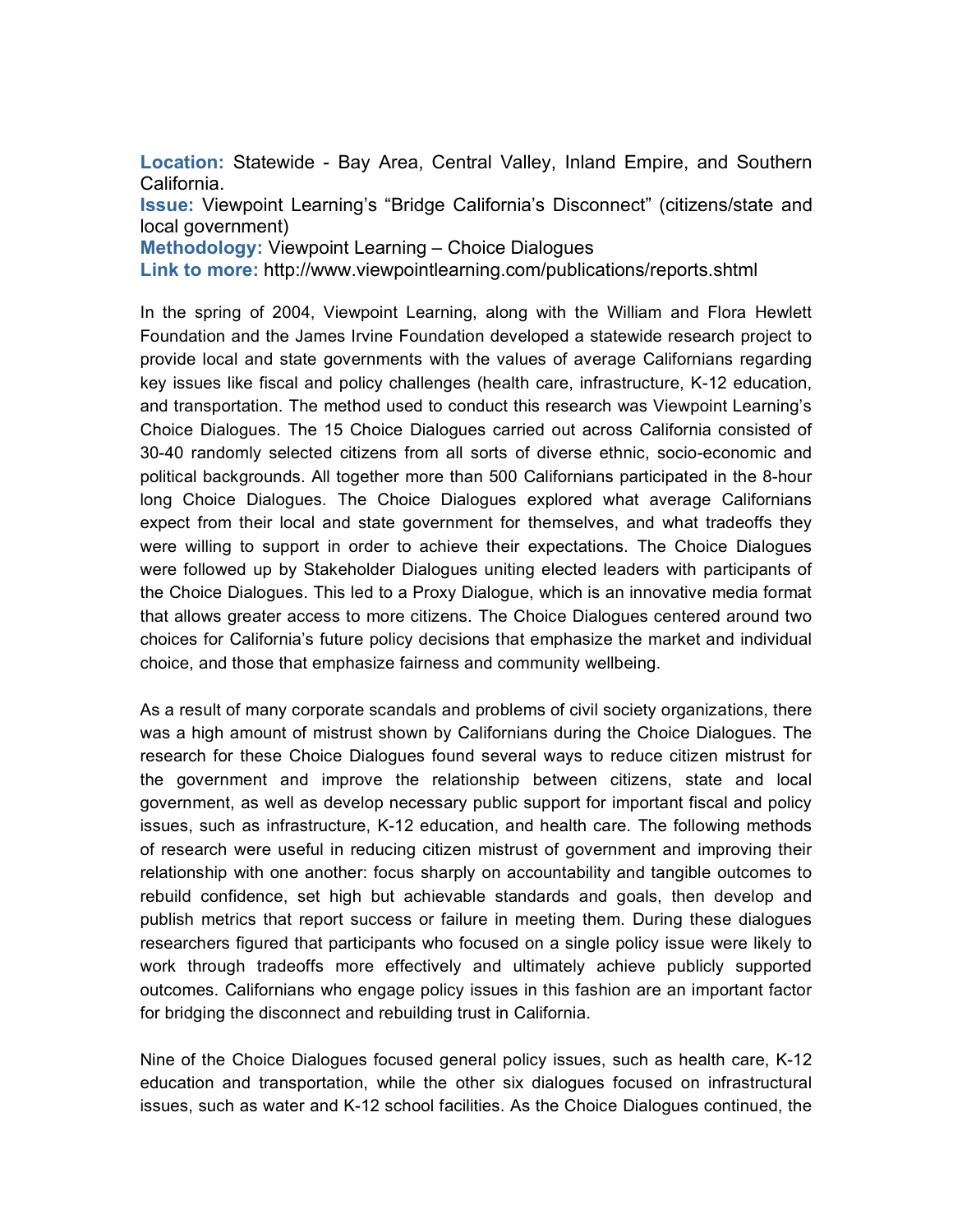**Location:** Statewide - Bay Area, Central Valley, Inland Empire, and Southern California.
**Issue:** Viewpoint Learning's "Bridge California's Disconnect" (citizens/state and local government)
**Methodology:** Viewpoint Learning – Choice Dialogues
**Link to more:** http://www.viewpointlearning.com/publications/reports.shtml

In the spring of 2004, Viewpoint Learning, along with the William and Flora Hewlett Foundation and the James Irvine Foundation developed a statewide research project to provide local and state governments with the values of average Californians regarding key issues like fiscal and policy challenges (health care, infrastructure, K-12 education, and transportation. The method used to conduct this research was Viewpoint Learning's Choice Dialogues. The 15 Choice Dialogues carried out across California consisted of 30-40 randomly selected citizens from all sorts of diverse ethnic, socio-economic and political backgrounds. All together more than 500 Californians participated in the 8-hour long Choice Dialogues. The Choice Dialogues explored what average Californians expect from their local and state government for themselves, and what tradeoffs they were willing to support in order to achieve their expectations. The Choice Dialogues were followed up by Stakeholder Dialogues uniting elected leaders with participants of the Choice Dialogues. This led to a Proxy Dialogue, which is an innovative media format that allows greater access to more citizens. The Choice Dialogues centered around two choices for California's future policy decisions that emphasize the market and individual choice, and those that emphasize fairness and community wellbeing.

As a result of many corporate scandals and problems of civil society organizations, there was a high amount of mistrust shown by Californians during the Choice Dialogues. The research for these Choice Dialogues found several ways to reduce citizen mistrust for the government and improve the relationship between citizens, state and local government, as well as develop necessary public support for important fiscal and policy issues, such as infrastructure, K-12 education, and health care. The following methods of research were useful in reducing citizen mistrust of government and improving their relationship with one another: focus sharply on accountability and tangible outcomes to rebuild confidence, set high but achievable standards and goals, then develop and publish metrics that report success or failure in meeting them. During these dialogues researchers figured that participants who focused on a single policy issue were likely to work through tradeoffs more effectively and ultimately achieve publicly supported outcomes. Californians who engage policy issues in this fashion are an important factor for bridging the disconnect and rebuilding trust in California.

Nine of the Choice Dialogues focused general policy issues, such as health care, K-12 education and transportation, while the other six dialogues focused on infrastructural issues, such as water and K-12 school facilities. As the Choice Dialogues continued, the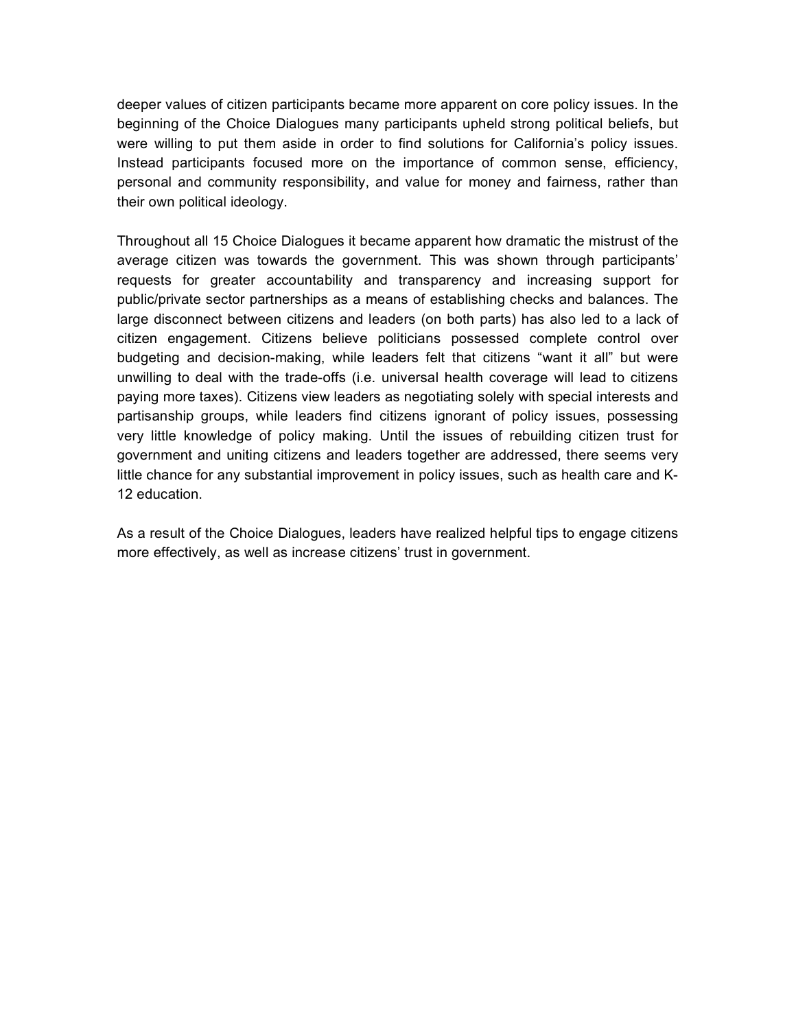deeper values of citizen participants became more apparent on core policy issues. In the beginning of the Choice Dialogues many participants upheld strong political beliefs, but were willing to put them aside in order to find solutions for California's policy issues. Instead participants focused more on the importance of common sense, efficiency, personal and community responsibility, and value for money and fairness, rather than their own political ideology.

Throughout all 15 Choice Dialogues it became apparent how dramatic the mistrust of the average citizen was towards the government. This was shown through participants' requests for greater accountability and transparency and increasing support for public/private sector partnerships as a means of establishing checks and balances. The large disconnect between citizens and leaders (on both parts) has also led to a lack of citizen engagement. Citizens believe politicians possessed complete control over budgeting and decision-making, while leaders felt that citizens "want it all" but were unwilling to deal with the trade-offs (i.e. universal health coverage will lead to citizens paying more taxes). Citizens view leaders as negotiating solely with special interests and partisanship groups, while leaders find citizens ignorant of policy issues, possessing very little knowledge of policy making. Until the issues of rebuilding citizen trust for government and uniting citizens and leaders together are addressed, there seems very little chance for any substantial improvement in policy issues, such as health care and K-12 education.

As a result of the Choice Dialogues, leaders have realized helpful tips to engage citizens more effectively, as well as increase citizens' trust in government.